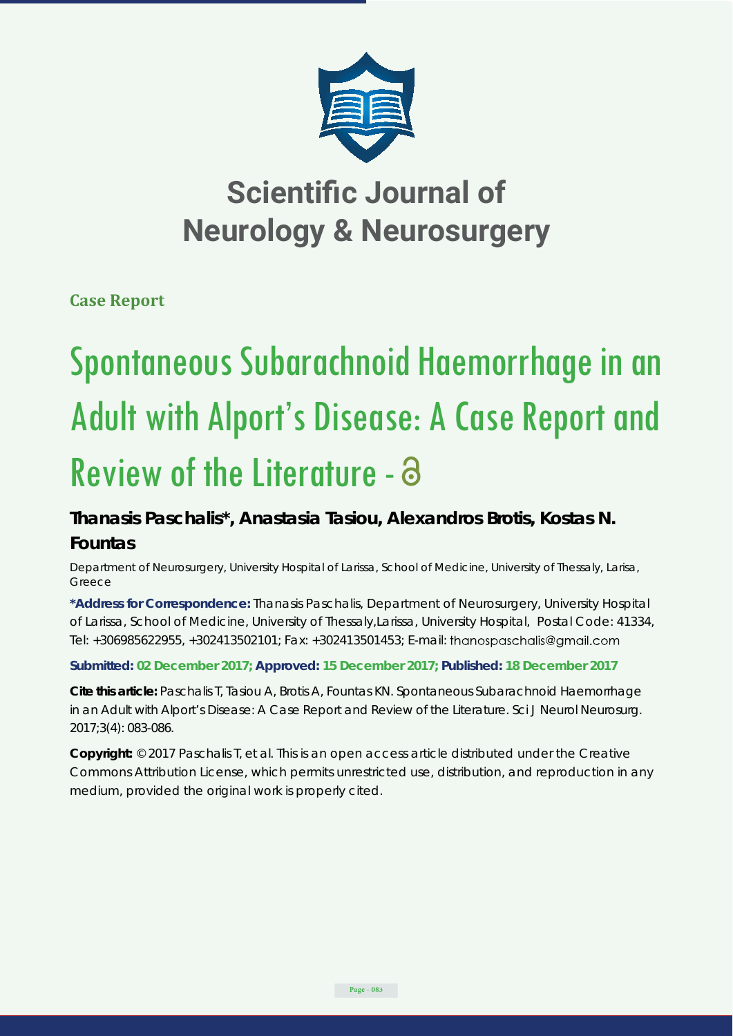# Scientific Journal of Neurology & Neurosurgery

**Case Report**

# Spontaneous Subarachnoid Haemorrhage in an Adult with Alport's Disease: A Case Report and Review of the Literature

**Thanasis Paschalis\*, Anastasia Tasiou, Alexandros Brotis, Kostas N. Fountas**

Department of Neurosurgery, University Hospital of Larissa, School of Medicine, University of Thessaly, Larisa, Greece

**\*Address for Correspondence:** Thanasis Paschalis, Department of Neurosurgery, University Hospital of Larissa, School of Medicine, University of Thessaly,Larissa, University Hospital, Postal Code: 41334, Tel: +306985622955, +302413502101; Fax: +302413501453; E-mail: thanospaschalis@gmail.com

**Submitted: 02 December 2017; Approved: 15 December 2017; Published: 18 December 2017**

**Cite this article:** Paschalis T, Tasiou A, Brotis A, Fountas KN. Spontaneous Subarachnoid Haemorrhage in an Adult with Alport's Disease: A Case Report and Review of the Literature. Sci J Neurol Neurosurg. 2017;3(4): 083-086.

**Copyright:** © 2017 Paschalis T, et al. This is an open access article distributed under the Creative Commons Attribution License, which permits unrestricted use, distribution, and reproduction in any medium, provided the original work is properly cited.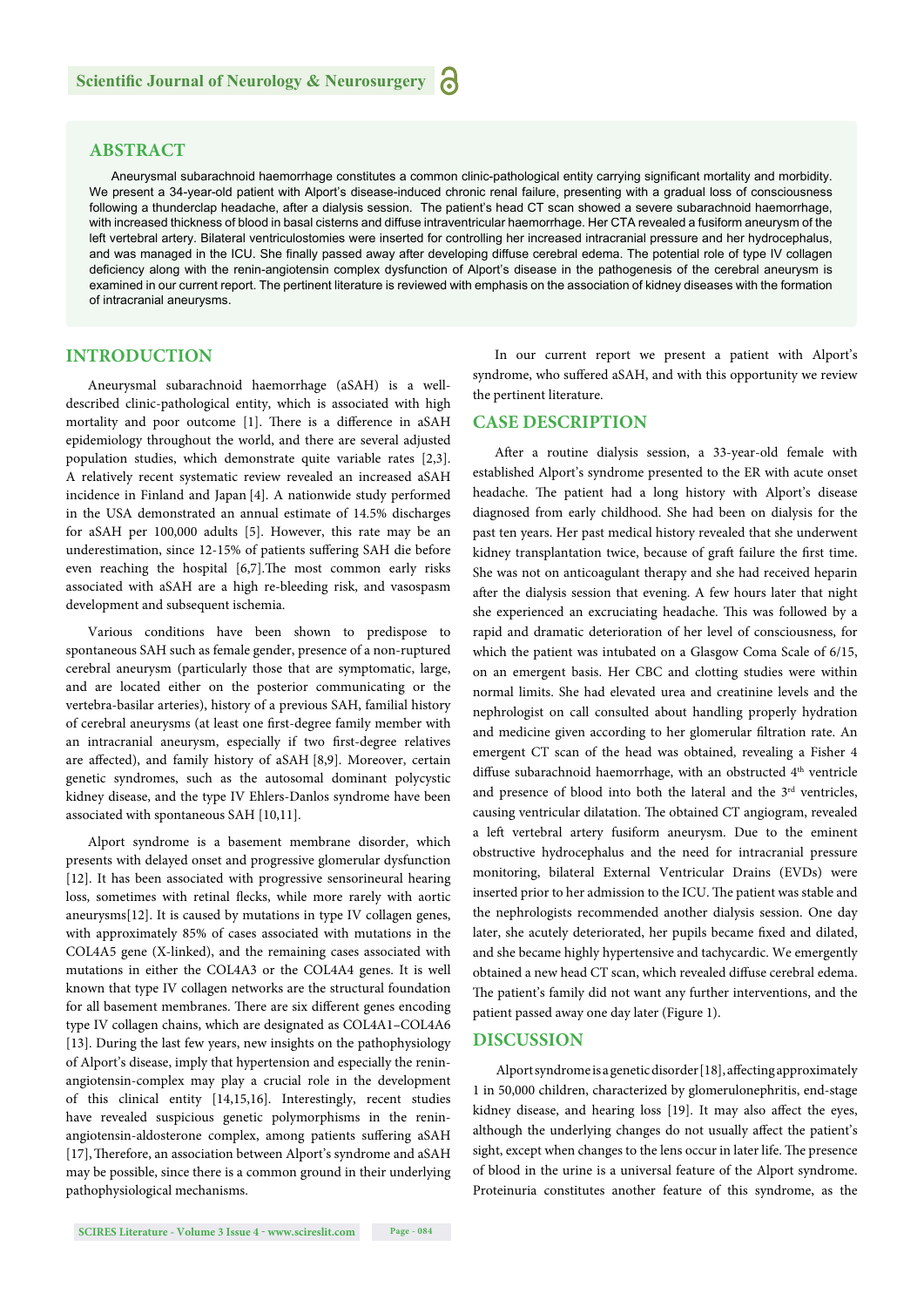## ABSTRACT

Aneurysmal subarachnoid haemorrhage constitutes a common clinic-pathological entity carrying significant mortality and morbidity. We present a 34-year-old patient with Alport's disease-induced chronic renal failure, presenting with a gradual loss of consciousness following a thunderclap headache, after a dialysis session. The patient's head CT scan showed a severe subarachnoid haemorrhage, with increased thickness of blood in basal cisterns and diffuse intraventricular haemorrhage. Her CTA revealed a fusiform aneurysm of the left vertebral artery. Bilateral ventriculostomies were inserted for controlling her increased intracranial pressure and her hydrocephalus, and was managed in the ICU. She finally passed away after developing diffuse cerebral edema. The potential role of type IV collagen deficiency along with the renin-angiotensin complex dysfunction of Alport's disease in the pathogenesis of the cerebral aneurysm is examined in our current report. The pertinent literature is reviewed with emphasis on the association of kidney diseases with the formation of intracranial aneurysms.

## INTRODUCTION

Aneurysmal subarachnoid haemorrhage (aSAH) is a well-described clinic-pathological entity, which is associated with high mortality and poor outcome [1]. There is a difference in aSAH epidemiology throughout the world, and there are several adjusted population studies, which demonstrate quite variable rates [2,3]. A relatively recent systematic review revealed an increased aSAH incidence in Finland and Japan [4]. A nationwide study performed in the USA demonstrated an annual estimate of 14.5% discharges for aSAH per 100,000 adults [5]. However, this rate may be an underestimation, since 12-15% of patients suffering SAH die before even reaching the hospital [6,7].The most common early risks associated with aSAH are a high re-bleeding risk, and vasospasm development and subsequent ischemia.

Various conditions have been shown to predispose to spontaneous SAH such as female gender, presence of a non-ruptured cerebral aneurysm (particularly those that are symptomatic, large, and are located either on the posterior communicating or the vertebra-basilar arteries), history of a previous SAH, familial history of cerebral aneurysms (at least one first-degree family member with an intracranial aneurysm, especially if two first-degree relatives are affected), and family history of aSAH [8,9]. Moreover, certain genetic syndromes, such as the autosomal dominant polycystic kidney disease, and the type IV Ehlers-Danlos syndrome have been associated with spontaneous SAH [10,11].

Alport syndrome is a basement membrane disorder, which presents with delayed onset and progressive glomerular dysfunction [12]. It has been associated with progressive sensorineural hearing loss, sometimes with retinal flecks, while more rarely with aortic aneurysms[12]. It is caused by mutations in type IV collagen genes, with approximately 85% of cases associated with mutations in the COL4A5 gene (X-linked), and the remaining cases associated with mutations in either the COL4A3 or the COL4A4 genes. It is well known that type IV collagen networks are the structural foundation for all basement membranes. There are six different genes encoding type IV collagen chains, which are designated as COL4A1–COL4A6 [13]. During the last few years, new insights on the pathophysiology of Alport's disease, imply that hypertension and especially the renin-angiotensin-complex may play a crucial role in the development of this clinical entity [14,15,16]. Interestingly, recent studies have revealed suspicious genetic polymorphisms in the renin-angiotensin-aldosterone complex, among patients suffering aSAH [17], Therefore, an association between Alport's syndrome and aSAH may be possible, since there is a common ground in their underlying pathophysiological mechanisms.

In our current report we present a patient with Alport's syndrome, who suffered aSAH, and with this opportunity we review the pertinent literature.

## CASE DESCRIPTION

After a routine dialysis session, a 33-year-old female with established Alport's syndrome presented to the ER with acute onset headache. The patient had a long history with Alport's disease diagnosed from early childhood. She had been on dialysis for the past ten years. Her past medical history revealed that she underwent kidney transplantation twice, because of graft failure the first time. She was not on anticoagulant therapy and she had received heparin after the dialysis session that evening. A few hours later that night she experienced an excruciating headache. This was followed by a rapid and dramatic deterioration of her level of consciousness, for which the patient was intubated on a Glasgow Coma Scale of 6/15, on an emergent basis. Her CBC and clotting studies were within normal limits. She had elevated urea and creatinine levels and the nephrologist on call consulted about handling properly hydration and medicine given according to her glomerular filtration rate. An emergent CT scan of the head was obtained, revealing a Fisher 4 diffuse subarachnoid haemorrhage, with an obstructed 4th ventricle and presence of blood into both the lateral and the 3rd ventricles, causing ventricular dilatation. The obtained CT angiogram, revealed a left vertebral artery fusiform aneurysm. Due to the eminent obstructive hydrocephalus and the need for intracranial pressure monitoring, bilateral External Ventricular Drains (EVDs) were inserted prior to her admission to the ICU. The patient was stable and the nephrologists recommended another dialysis session. One day later, she acutely deteriorated, her pupils became fixed and dilated, and she became highly hypertensive and tachycardic. We emergently obtained a new head CT scan, which revealed diffuse cerebral edema. The patient's family did not want any further interventions, and the patient passed away one day later (Figure 1).

## DISCUSSION

Alport syndrome is a genetic disorder [18], affecting approximately 1 in 50,000 children, characterized by glomerulonephritis, end-stage kidney disease, and hearing loss [19]. It may also affect the eyes, although the underlying changes do not usually affect the patient's sight, except when changes to the lens occur in later life. The presence of blood in the urine is a universal feature of the Alport syndrome. Proteinuria constitutes another feature of this syndrome, as the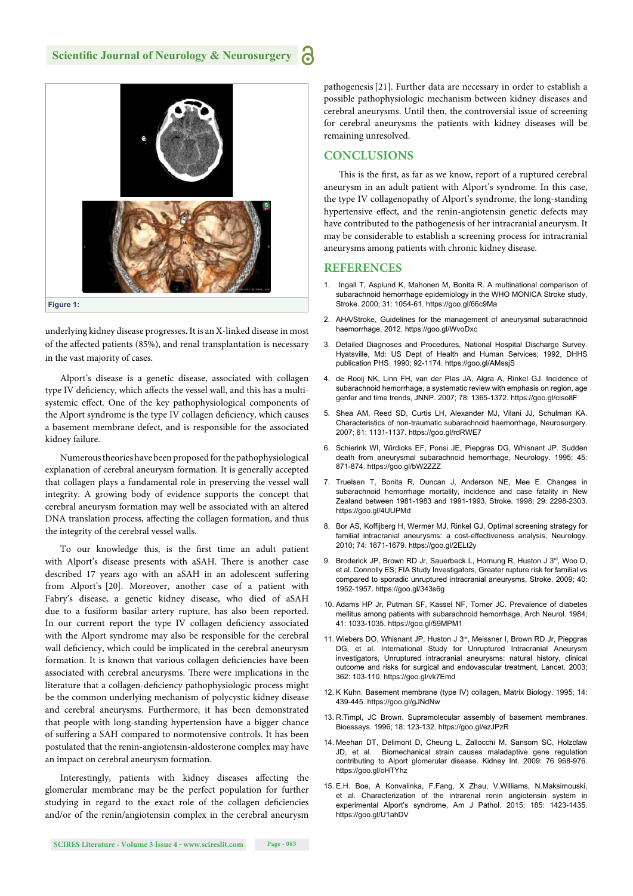Figure 1:

underlying kidney disease progresses. It is an X-linked disease in most of the affected patients (85%), and renal transplantation is necessary in the vast majority of cases.

Alport's disease is a genetic disease, associated with collagen type IV deficiency, which affects the vessel wall, and this has a multi-systemic effect. One of the key pathophysiological components of the Alport syndrome is the type IV collagen deficiency, which causes a basement membrane defect, and is responsible for the associated kidney failure.

Numerous theories have been proposed for the pathophysiological explanation of cerebral aneurysm formation. It is generally accepted that collagen plays a fundamental role in preserving the vessel wall integrity. A growing body of evidence supports the concept that cerebral aneurysm formation may well be associated with an altered DNA translation process, affecting the collagen formation, and thus the integrity of the cerebral vessel walls.

To our knowledge this, is the first time an adult patient with Alport's disease presents with aSAH. There is another case described 17 years ago with an aSAH in an adolescent suffering from Alport's [20]. Moreover, another case of a patient with Fabry's disease, a genetic kidney disease, who died of aSAH due to a fusiform basilar artery rupture, has also been reported. In our current report the type IV collagen deficiency associated with the Alport syndrome may also be responsible for the cerebral wall deficiency, which could be implicated in the cerebral aneurysm formation. It is known that various collagen deficiencies have been associated with cerebral aneurysms. There were implications in the literature that a collagen-deficiency pathophysiologic process might be the common underlying mechanism of polycystic kidney disease and cerebral aneurysms. Furthermore, it has been demonstrated that people with long-standing hypertension have a bigger chance of suffering a SAH compared to normotensive controls. It has been postulated that the renin-angiotensin-aldosterone complex may have an impact on cerebral aneurysm formation.

Interestingly, patients with kidney diseases affecting the glomerular membrane may be the perfect population for further studying in regard to the exact role of the collagen deficiencies and/or of the renin/angiotensin complex in the cerebral aneurysm pathogenesis [21]. Further data are necessary in order to establish a possible pathophysiologic mechanism between kidney diseases and cerebral aneurysms. Until then, the controversial issue of screening for cerebral aneurysms the patients with kidney diseases will be remaining unresolved.

## CONCLUSIONS

This is the first, as far as we know, report of a ruptured cerebral aneurysm in an adult patient with Alport's syndrome. In this case, the type IV collagenopathy of Alport's syndrome, the long-standing hypertensive effect, and the renin-angiotensin genetic defects may have contributed to the pathogenesis of her intracranial aneurysm. It may be considerable to establish a screening process for intracranial aneurysms among patients with chronic kidney disease.

## REFERENCES

1. Ingall T, Asplund K, Mahonen M, Bonita R. A multinational comparison of subarachnoid hemorrhage epidemiology in the WHO MONICA Stroke study, Stroke. 2000; 31: 1054-61. https://goo.gl/66c9Ma
2. AHA/Stroke, Guidelines for the management of aneurysmal subarachnoid haemorrhage, 2012. https://goo.gl/WvoDxc
3. Detailed Diagnoses and Procedures, National Hospital Discharge Survey. Hyatsville, Md: US Dept of Health and Human Services; 1992, DHHS publication PHS. 1990; 92-1174. https://goo.gl/AMssjS
4. de Rooij NK, Linn FH, van der Plas JA, Algra A, Rinkel GJ. Incidence of subarachnoid hemorrhage: a systematic review with emphasis on region, age genfer and time trends, JNNP. 2007; 78: 1365-1372. https://goo.gl/ciso8F
5. Shea AM, Reed SD, Curtis LH, Alexander MJ, Vilani JJ, Schulman KA. Characteristics of non-traumatic subarachnoid haemorrhage, Neurosurgery. 2007; 61: 1131-1137. https://goo.gl/rdRWE7
6. Schierink WI, Wirdicks EF, Ponsi JE, Piepgras DG, Whisnant JP. Sudden death from aneurysmal subarachnoid hemorrhage, Neurology. 1995; 45: 871-874. https://goo.gl/bW2ZZZ
7. Truelsen T, Bonita R, Duncan J, Anderson NE, Mee E. Changes in subarachnoid hemorrhage mortality, incidence and case fatality in New Zealand between 1981-1983 and 1991-1993, Stroke. 1998; 29: 2298-2303. https://goo.gl/4UUPMd
8. Bor AS, Koffijberg H, Wermer MJ, Rinkel GJ, Optimal screening strategy for familial intracranial aneurysms: a cost-effectiveness analysis, Neurology. 2010; 74: 1671-1679. https://goo.gl/2ELt2y
9. Broderick JP, Brown RD Jr, Sauerbeck L, Hornung R, Huston J 3rd, Woo D, et al. Connolly ES; FIA Study Investigators, Greater rupture risk for familial vs compared to sporadic unruptured intracranial aneurysms, Stroke. 2009; 40: 1952-1957. https://goo.gl/343s6g
10. Adams HP Jr, Putman SF, Kassel NF, Torner JC. Prevalence of diabetes mellitus among patients with subarachnoid hemorrhage, Arch Neurol. 1984; 41: 1033-1035. https://goo.gl/59MPM1
11. Wiebers DO, Whisnant JP, Huston J 3rd, Meissner I, Brown RD Jr, Piepgras DG, et al. International Study for Unruptured Intracranial Aneurysm investigators, Unruptured intracranial aneurysms: natural history, clinical outcome and risks for surgical and endovascular treatment, Lancet. 2003; 362: 103-110. https://goo.gl/vk7Emd
12. K Kuhn. Basement membrane (type IV) collagen, Matrix Biology. 1995; 14: 439-445. https://goo.gl/gJNdNw
13. R.Timpl, JC Brown. Supramolecular assembly of basement membranes. Bioessays. 1996; 18: 123-132. https://goo.gl/ezJPzR
14. Meehan DT, Delimont D, Cheung L, Zallocchi M, Sansom SC, Holzclaw JD, et al. Biomechanical strain causes maladaptive gene regulation contributing to Alport glomerular disease. Kidney Int. 2009: 76 968-976. https://goo.gl/oHTYhz
15. E.H. Boe, A Konvalinka, F.Fang, X Zhau, V,Williams, N.Maksimouski, et al. Characterization of the intrarenal renin angiotensin system in experimental Alport's syndrome, Am J Pathol. 2015; 185: 1423-1435. https://goo.gl/U1ahDV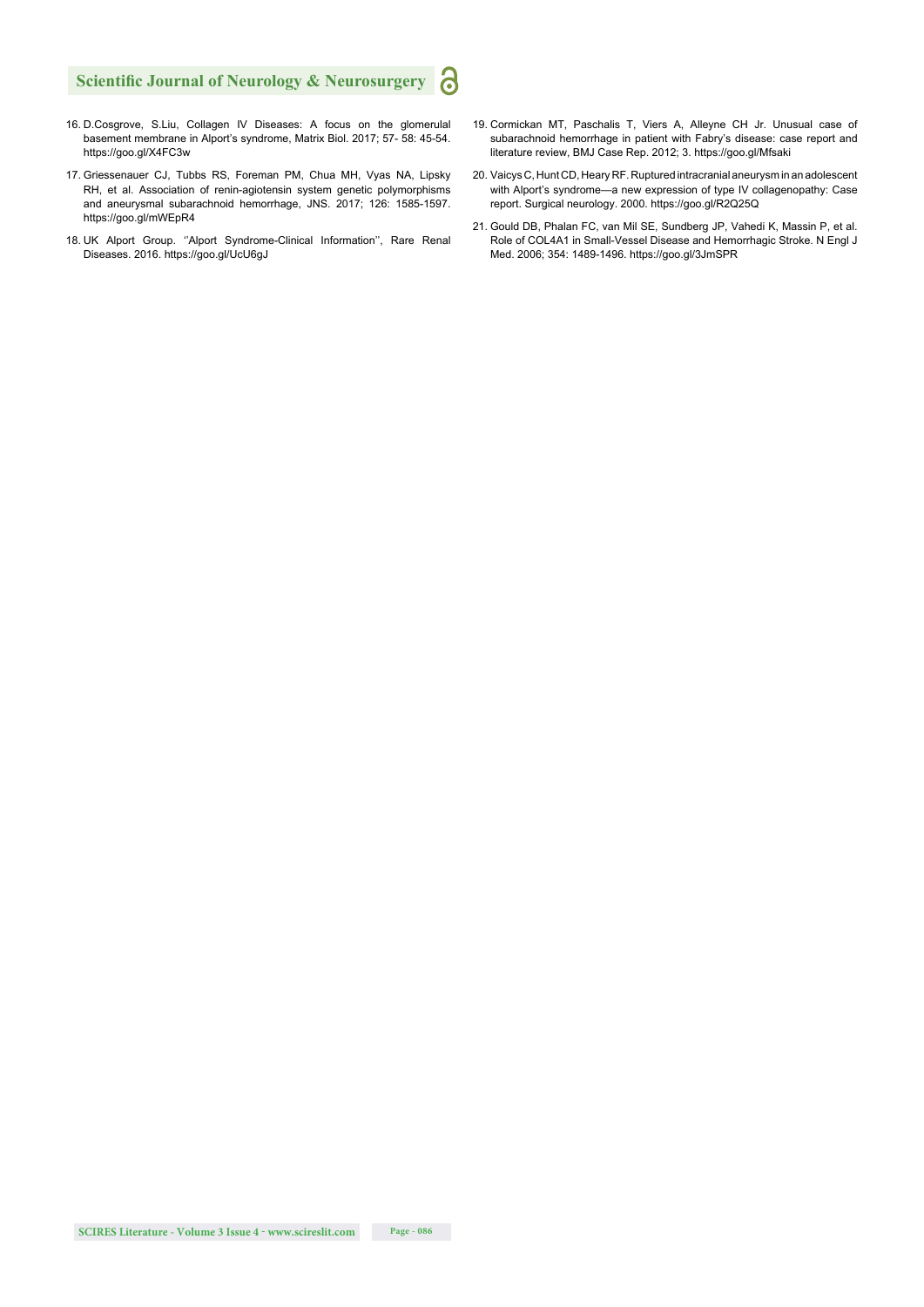16. D.Cosgrove, S.Liu, Collagen IV Diseases: A focus on the glomerulal basement membrane in Alport's syndrome, Matrix Biol. 2017; 57- 58: 45-54. https://goo.gl/X4FC3w

17. Griessenauer CJ, Tubbs RS, Foreman PM, Chua MH, Vyas NA, Lipsky RH, et al. Association of renin-agiotensin system genetic polymorphisms and aneurysmal subarachnoid hemorrhage, JNS. 2017; 126: 1585-1597. https://goo.gl/mWEpR4

18. UK Alport Group. ''Alport Syndrome-Clinical Information'', Rare Renal Diseases. 2016. https://goo.gl/UcU6gJ

19. Cormickan MT, Paschalis T, Viers A, Alleyne CH Jr. Unusual case of subarachnoid hemorrhage in patient with Fabry's disease: case report and literature review, BMJ Case Rep. 2012; 3. https://goo.gl/Mfsaki

20. Vaicys C, Hunt CD, Heary RF. Ruptured intracranial aneurysm in an adolescent with Alport's syndrome—a new expression of type IV collagenopathy: Case report. Surgical neurology. 2000. https://goo.gl/R2Q25Q

21. Gould DB, Phalan FC, van Mil SE, Sundberg JP, Vahedi K, Massin P, et al. Role of COL4A1 in Small-Vessel Disease and Hemorrhagic Stroke. N Engl J Med. 2006; 354: 1489-1496. https://goo.gl/3JmSPR